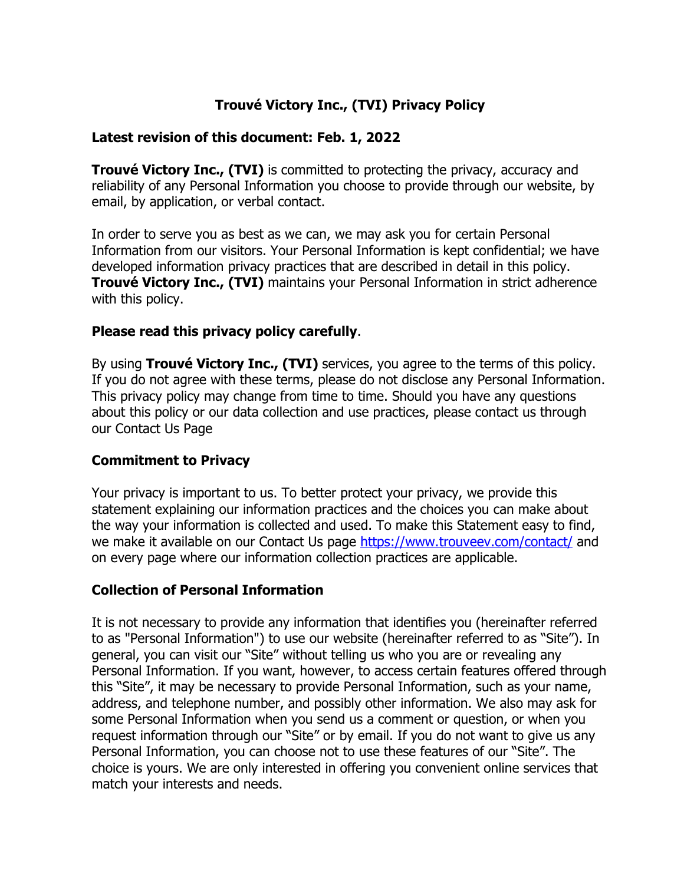# Trouvé Victory Inc., (TVI) Privacy Policy

**Latest revision of this document: Feb. 1, 2022**

**Trouvé Victory Inc., (TVI)** is committed to protecting the privacy, accuracy and reliability of any Personal Information you choose to provide through our website, by email, by application, or verbal contact.

In order to serve you as best as we can, we may ask you for certain Personal Information from our visitors. Your Personal Information is kept confidential; we have developed information privacy practices that are described in detail in this policy. **Trouvé Victory Inc., (TVI)** maintains your Personal Information in strict adherence with this policy.

**Please read this privacy policy carefully**.

By using **Trouvé Victory Inc., (TVI)** services, you agree to the terms of this policy. If you do not agree with these terms, please do not disclose any Personal Information. This privacy policy may change from time to time. Should you have any questions about this policy or our data collection and use practices, please contact us through our Contact Us Page

## Commitment to Privacy

Your privacy is important to us. To better protect your privacy, we provide this statement explaining our information practices and the choices you can make about the way your information is collected and used. To make this Statement easy to find, we make it available on our Contact Us page [https://www.trouveev.com/contact/](https://www.trouveev.com/contact/) and on every page where our information collection practices are applicable.

## Collection of Personal Information

It is not necessary to provide any information that identifies you (hereinafter referred to as "Personal Information") to use our website (hereinafter referred to as "Site"). In general, you can visit our "Site" without telling us who you are or revealing any Personal Information. If you want, however, to access certain features offered through this "Site", it may be necessary to provide Personal Information, such as your name, address, and telephone number, and possibly other information. We also may ask for some Personal Information when you send us a comment or question, or when you request information through our "Site" or by email. If you do not want to give us any Personal Information, you can choose not to use these features of our "Site". The choice is yours. We are only interested in offering you convenient online services that match your interests and needs.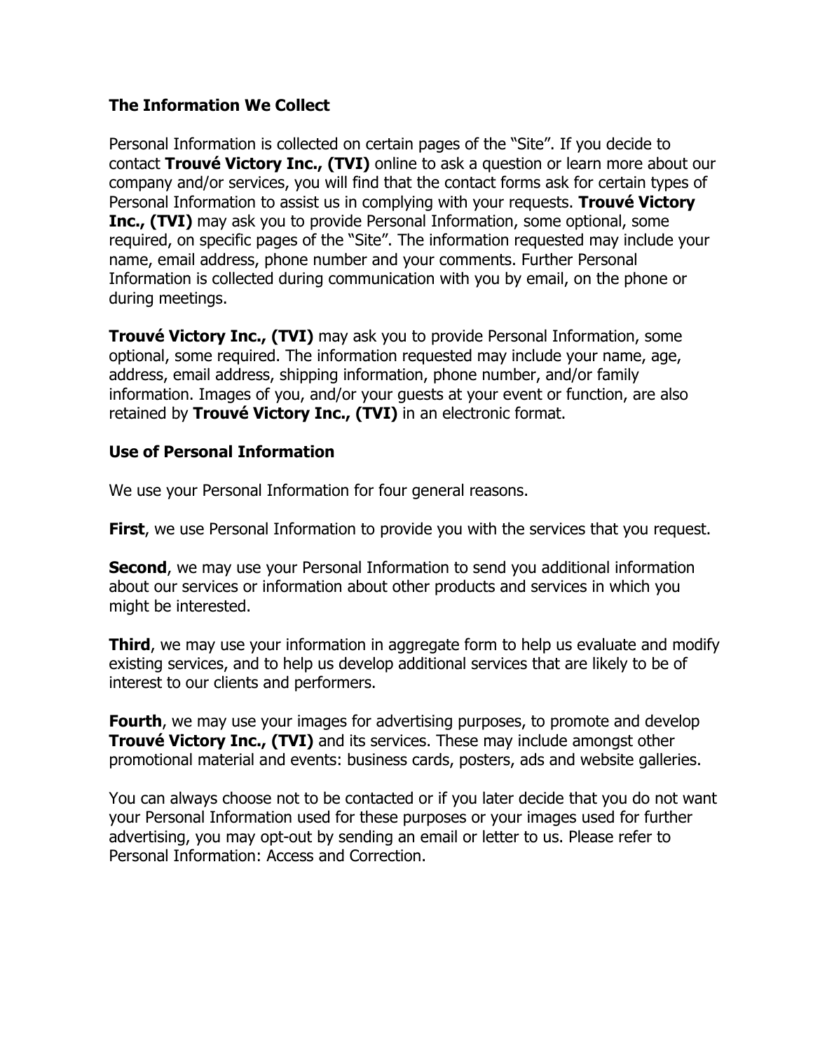## The Information We Collect

Personal Information is collected on certain pages of the "Site". If you decide to contact **Trouvé Victory Inc., (TVI)** online to ask a question or learn more about our company and/or services, you will find that the contact forms ask for certain types of Personal Information to assist us in complying with your requests. **Trouvé Victory Inc., (TVI)** may ask you to provide Personal Information, some optional, some required, on specific pages of the "Site". The information requested may include your name, email address, phone number and your comments. Further Personal Information is collected during communication with you by email, on the phone or during meetings.

**Trouvé Victory Inc., (TVI)** may ask you to provide Personal Information, some optional, some required. The information requested may include your name, age, address, email address, shipping information, phone number, and/or family information. Images of you, and/or your guests at your event or function, are also retained by **Trouvé Victory Inc., (TVI)** in an electronic format.

## Use of Personal Information

We use your Personal Information for four general reasons.

**First**, we use Personal Information to provide you with the services that you request.

**Second**, we may use your Personal Information to send you additional information about our services or information about other products and services in which you might be interested.

**Third**, we may use your information in aggregate form to help us evaluate and modify existing services, and to help us develop additional services that are likely to be of interest to our clients and performers.

**Fourth**, we may use your images for advertising purposes, to promote and develop **Trouvé Victory Inc., (TVI)** and its services. These may include amongst other promotional material and events: business cards, posters, ads and website galleries.

You can always choose not to be contacted or if you later decide that you do not want your Personal Information used for these purposes or your images used for further advertising, you may opt-out by sending an email or letter to us. Please refer to Personal Information: Access and Correction.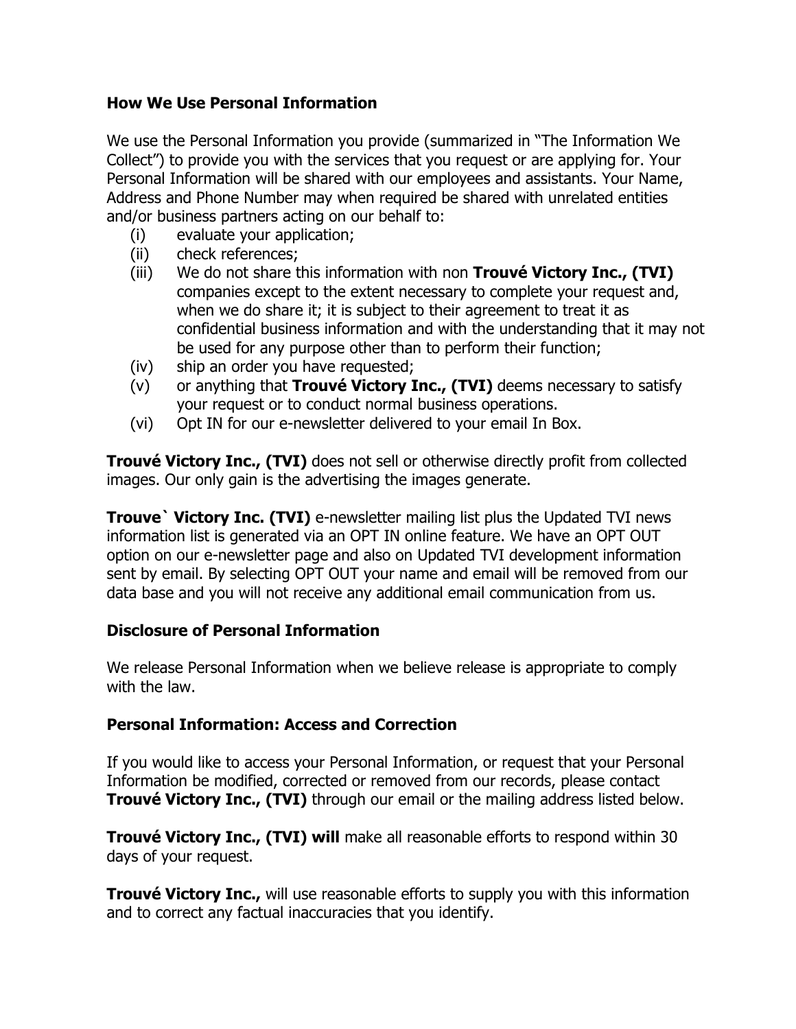### How We Use Personal Information

We use the Personal Information you provide (summarized in "The Information We Collect") to provide you with the services that you request or are applying for. Your Personal Information will be shared with our employees and assistants. Your Name, Address and Phone Number may when required be shared with unrelated entities and/or business partners acting on our behalf to:

(i) evaluate your application;
(ii) check references;
(iii) We do not share this information with non **Trouvé Victory Inc., (TVI)** companies except to the extent necessary to complete your request and, when we do share it; it is subject to their agreement to treat it as confidential business information and with the understanding that it may not be used for any purpose other than to perform their function;
(iv) ship an order you have requested;
(v) or anything that **Trouvé Victory Inc., (TVI)** deems necessary to satisfy your request or to conduct normal business operations.
(vi) Opt IN for our e-newsletter delivered to your email In Box.

**Trouvé Victory Inc., (TVI)** does not sell or otherwise directly profit from collected images. Our only gain is the advertising the images generate.

**Trouve` Victory Inc. (TVI)** e-newsletter mailing list plus the Updated TVI news information list is generated via an OPT IN online feature. We have an OPT OUT option on our e-newsletter page and also on Updated TVI development information sent by email. By selecting OPT OUT your name and email will be removed from our data base and you will not receive any additional email communication from us.

### Disclosure of Personal Information

We release Personal Information when we believe release is appropriate to comply with the law.

### Personal Information: Access and Correction

If you would like to access your Personal Information, or request that your Personal Information be modified, corrected or removed from our records, please contact **Trouvé Victory Inc., (TVI)** through our email or the mailing address listed below.

**Trouvé Victory Inc., (TVI) will** make all reasonable efforts to respond within 30 days of your request.

**Trouvé Victory Inc.,** will use reasonable efforts to supply you with this information and to correct any factual inaccuracies that you identify.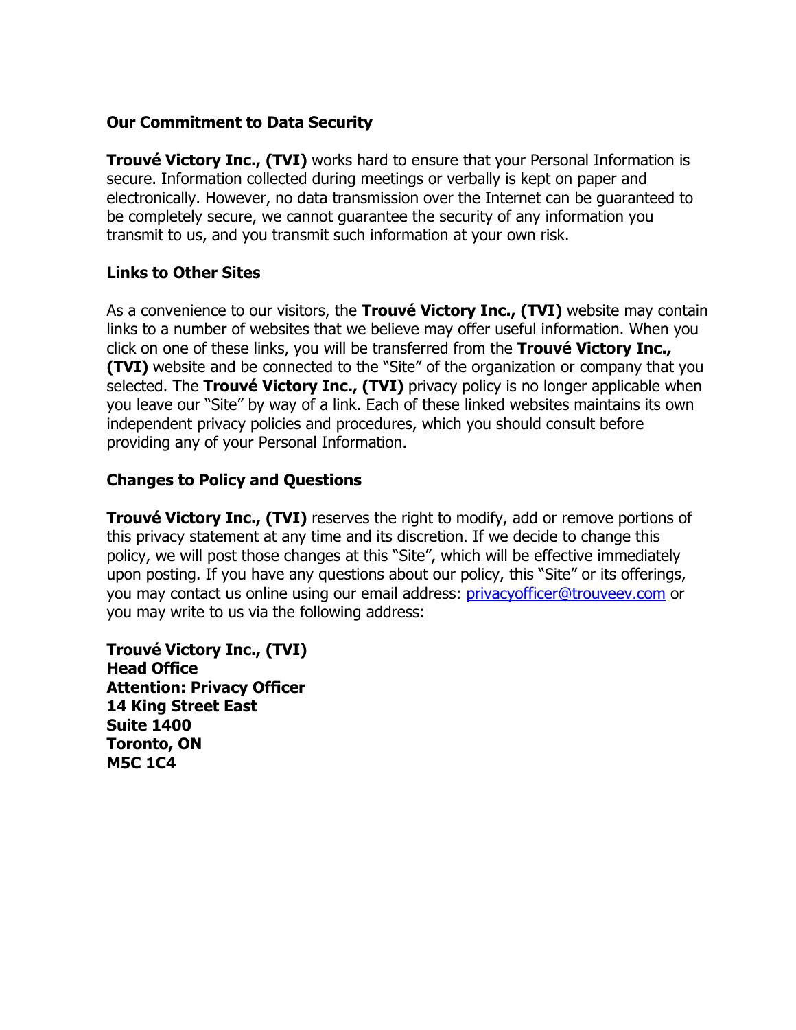### Our Commitment to Data Security

**Trouvé Victory Inc., (TVI)** works hard to ensure that your Personal Information is secure. Information collected during meetings or verbally is kept on paper and electronically. However, no data transmission over the Internet can be guaranteed to be completely secure, we cannot guarantee the security of any information you transmit to us, and you transmit such information at your own risk.

### Links to Other Sites

As a convenience to our visitors, the **Trouvé Victory Inc., (TVI)** website may contain links to a number of websites that we believe may offer useful information. When you click on one of these links, you will be transferred from the **Trouvé Victory Inc., (TVI)** website and be connected to the "Site" of the organization or company that you selected. The **Trouvé Victory Inc., (TVI)** privacy policy is no longer applicable when you leave our "Site" by way of a link. Each of these linked websites maintains its own independent privacy policies and procedures, which you should consult before providing any of your Personal Information.

### Changes to Policy and Questions

**Trouvé Victory Inc., (TVI)** reserves the right to modify, add or remove portions of this privacy statement at any time and its discretion. If we decide to change this policy, we will post those changes at this "Site", which will be effective immediately upon posting. If you have any questions about our policy, this "Site" or its offerings, you may contact us online using our email address: privacyofficer@trouveev.com or you may write to us via the following address:

**Trouvé Victory Inc., (TVI)**
**Head Office**
**Attention: Privacy Officer**
**14 King Street East**
**Suite 1400**
**Toronto, ON**
**M5C 1C4**